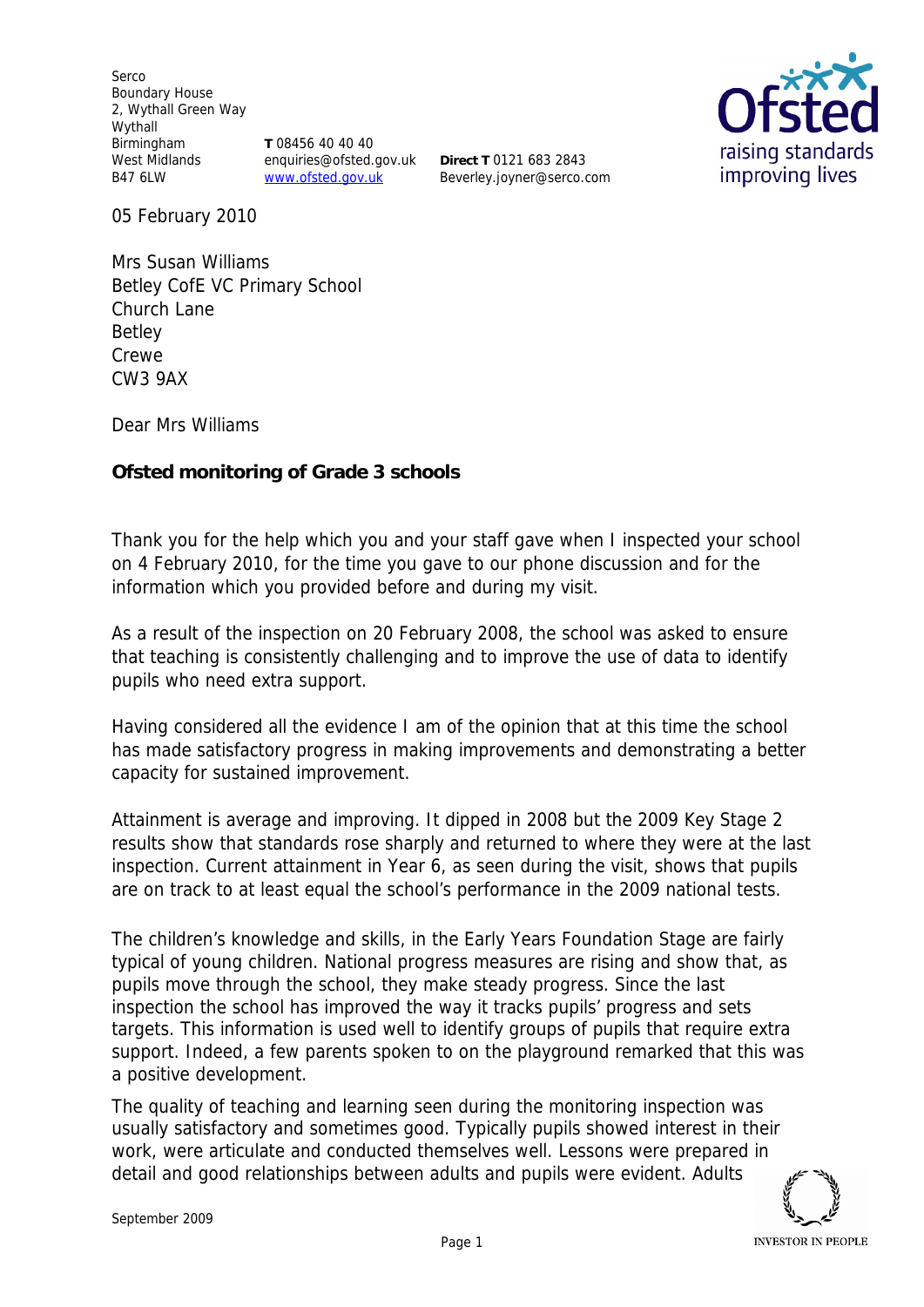Serco
Boundary House
2, Wythall Green Way
Wythall
Birmingham
West Midlands
B47 6LW

**T** 08456 40 40 40
enquiries@ofsted.gov.uk
www.ofsted.gov.uk

**Direct T** 0121 683 2843
Beverley.joyner@serco.com

05 February 2010

Mrs Susan Williams
Betley CofE VC Primary School
Church Lane
Betley
Crewe
CW3 9AX

Dear Mrs Williams

**Ofsted monitoring of Grade 3 schools**

Thank you for the help which you and your staff gave when I inspected your school on 4 February 2010, for the time you gave to our phone discussion and for the information which you provided before and during my visit.

As a result of the inspection on 20 February 2008, the school was asked to ensure that teaching is consistently challenging and to improve the use of data to identify pupils who need extra support.

Having considered all the evidence I am of the opinion that at this time the school has made satisfactory progress in making improvements and demonstrating a better capacity for sustained improvement.

Attainment is average and improving. It dipped in 2008 but the 2009 Key Stage 2 results show that standards rose sharply and returned to where they were at the last inspection. Current attainment in Year 6, as seen during the visit, shows that pupils are on track to at least equal the school's performance in the 2009 national tests.

The children's knowledge and skills, in the Early Years Foundation Stage are fairly typical of young children. National progress measures are rising and show that, as pupils move through the school, they make steady progress. Since the last inspection the school has improved the way it tracks pupils' progress and sets targets. This information is used well to identify groups of pupils that require extra support. Indeed, a few parents spoken to on the playground remarked that this was a positive development.

The quality of teaching and learning seen during the monitoring inspection was usually satisfactory and sometimes good. Typically pupils showed interest in their work, were articulate and conducted themselves well. Lessons were prepared in detail and good relationships between adults and pupils were evident. Adults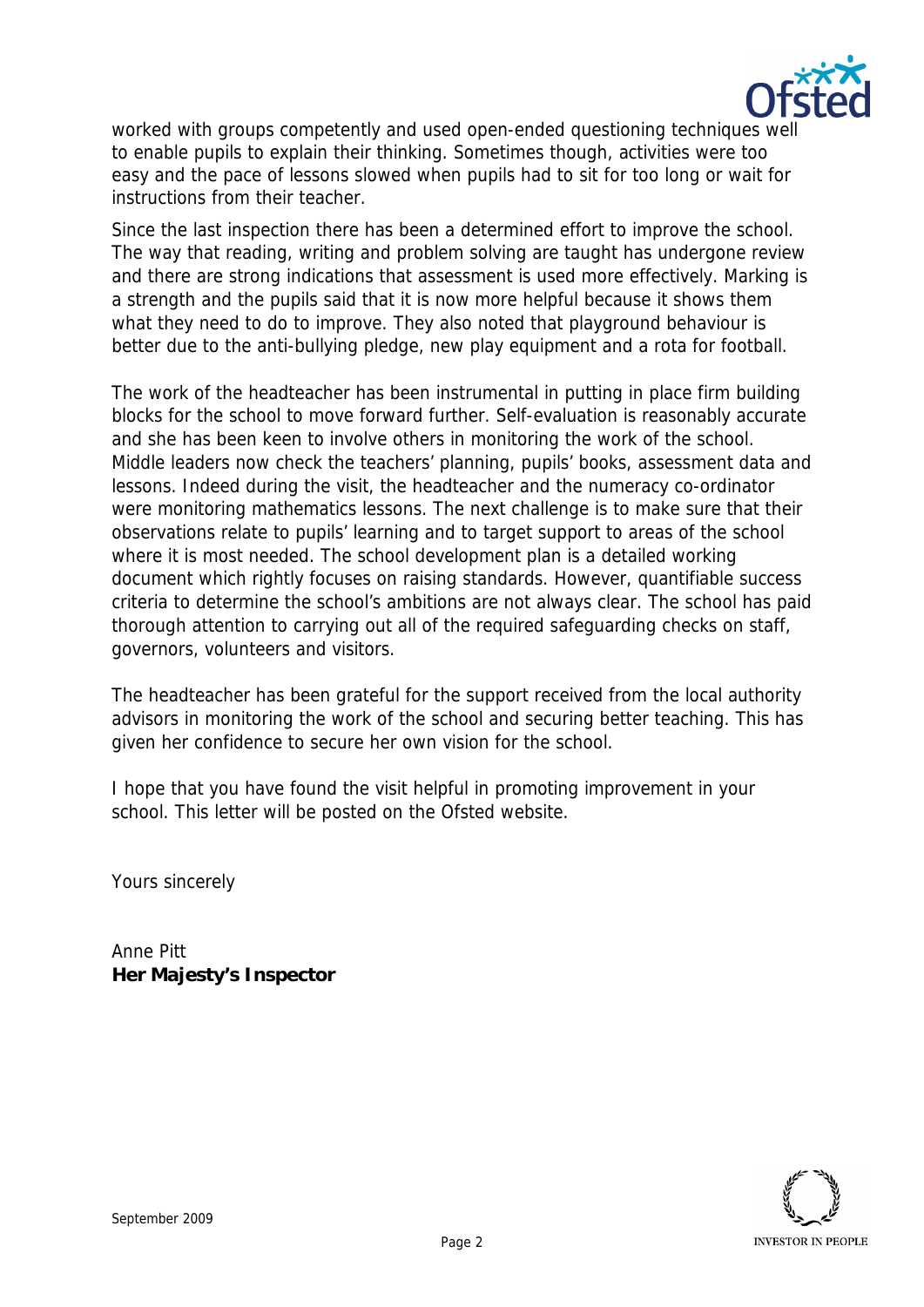worked with groups competently and used open-ended questioning techniques well to enable pupils to explain their thinking. Sometimes though, activities were too easy and the pace of lessons slowed when pupils had to sit for too long or wait for instructions from their teacher.

Since the last inspection there has been a determined effort to improve the school. The way that reading, writing and problem solving are taught has undergone review and there are strong indications that assessment is used more effectively. Marking is a strength and the pupils said that it is now more helpful because it shows them what they need to do to improve. They also noted that playground behaviour is better due to the anti-bullying pledge, new play equipment and a rota for football.

The work of the headteacher has been instrumental in putting in place firm building blocks for the school to move forward further. Self-evaluation is reasonably accurate and she has been keen to involve others in monitoring the work of the school. Middle leaders now check the teachers' planning, pupils' books, assessment data and lessons. Indeed during the visit, the headteacher and the numeracy co-ordinator were monitoring mathematics lessons. The next challenge is to make sure that their observations relate to pupils' learning and to target support to areas of the school where it is most needed. The school development plan is a detailed working document which rightly focuses on raising standards. However, quantifiable success criteria to determine the school's ambitions are not always clear. The school has paid thorough attention to carrying out all of the required safeguarding checks on staff, governors, volunteers and visitors.

The headteacher has been grateful for the support received from the local authority advisors in monitoring the work of the school and securing better teaching. This has given her confidence to secure her own vision for the school.

I hope that you have found the visit helpful in promoting improvement in your school. This letter will be posted on the Ofsted website.

Yours sincerely

Anne Pitt
**Her Majesty's Inspector**